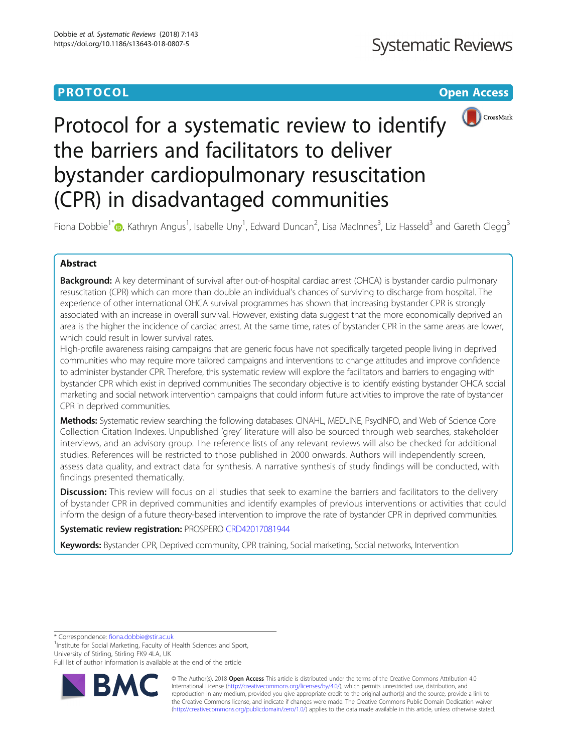**PROTOCOL** **Open Access**

# Protocol for a systematic review to identify the barriers and facilitators to deliver bystander cardiopulmonary resuscitation (CPR) in disadvantaged communities

Fiona Dobbie[1*], Kathryn Angus[1], Isabelle Uny[1], Edward Duncan[2], Lisa MacInnes[3], Liz Hasseld[3] and Gareth Clegg[3]

## Abstract

**Background:** A key determinant of survival after out-of-hospital cardiac arrest (OHCA) is bystander cardio pulmonary resuscitation (CPR) which can more than double an individual's chances of surviving to discharge from hospital. The experience of other international OHCA survival programmes has shown that increasing bystander CPR is strongly associated with an increase in overall survival. However, existing data suggest that the more economically deprived an area is the higher the incidence of cardiac arrest. At the same time, rates of bystander CPR in the same areas are lower, which could result in lower survival rates.

High-profile awareness raising campaigns that are generic focus have not specifically targeted people living in deprived communities who may require more tailored campaigns and interventions to change attitudes and improve confidence to administer bystander CPR. Therefore, this systematic review will explore the facilitators and barriers to engaging with bystander CPR which exist in deprived communities The secondary objective is to identify existing bystander OHCA social marketing and social network intervention campaigns that could inform future activities to improve the rate of bystander CPR in deprived communities.

**Methods:** Systematic review searching the following databases: CINAHL, MEDLINE, PsycINFO, and Web of Science Core Collection Citation Indexes. Unpublished 'grey' literature will also be sourced through web searches, stakeholder interviews, and an advisory group. The reference lists of any relevant reviews will also be checked for additional studies. References will be restricted to those published in 2000 onwards. Authors will independently screen, assess data quality, and extract data for synthesis. A narrative synthesis of study findings will be conducted, with findings presented thematically.

**Discussion:** This review will focus on all studies that seek to examine the barriers and facilitators to the delivery of bystander CPR in deprived communities and identify examples of previous interventions or activities that could inform the design of a future theory-based intervention to improve the rate of bystander CPR in deprived communities.

**Systematic review registration:** PROSPERO CRD42017081944

**Keywords:** Bystander CPR, Deprived community, CPR training, Social marketing, Social networks, Intervention

---

* Correspondence: fiona.dobbie@stir.ac.uk

[1]Institute for Social Marketing, Faculty of Health Sciences and Sport, University of Stirling, Stirling FK9 4LA, UK

Full list of author information is available at the end of the article

© The Author(s). 2018 **Open Access** This article is distributed under the terms of the Creative Commons Attribution 4.0 International License (http://creativecommons.org/licenses/by/4.0/), which permits unrestricted use, distribution, and reproduction in any medium, provided you give appropriate credit to the original author(s) and the source, provide a link to the Creative Commons license, and indicate if changes were made. The Creative Commons Public Domain Dedication waiver (http://creativecommons.org/publicdomain/zero/1.0/) applies to the data made available in this article, unless otherwise stated.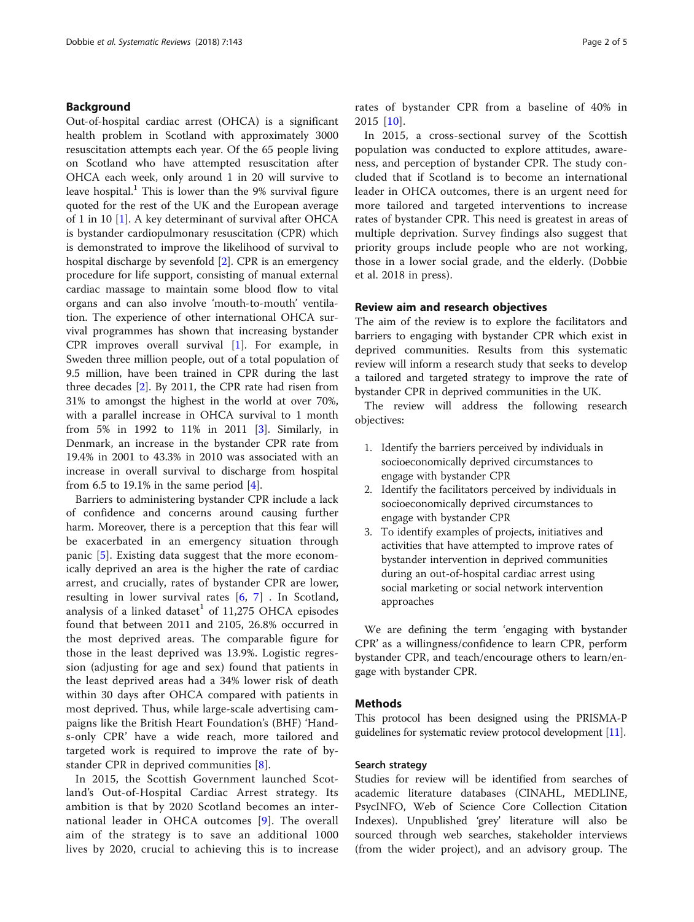## Background

Out-of-hospital cardiac arrest (OHCA) is a significant health problem in Scotland with approximately 3000 resuscitation attempts each year. Of the 65 people living on Scotland who have attempted resuscitation after OHCA each week, only around 1 in 20 will survive to leave hospital.[1] This is lower than the 9% survival figure quoted for the rest of the UK and the European average of 1 in 10 [1]. A key determinant of survival after OHCA is bystander cardiopulmonary resuscitation (CPR) which is demonstrated to improve the likelihood of survival to hospital discharge by sevenfold [2]. CPR is an emergency procedure for life support, consisting of manual external cardiac massage to maintain some blood flow to vital organs and can also involve 'mouth-to-mouth' ventilation. The experience of other international OHCA survival programmes has shown that increasing bystander CPR improves overall survival [1]. For example, in Sweden three million people, out of a total population of 9.5 million, have been trained in CPR during the last three decades [2]. By 2011, the CPR rate had risen from 31% to amongst the highest in the world at over 70%, with a parallel increase in OHCA survival to 1 month from 5% in 1992 to 11% in 2011 [3]. Similarly, in Denmark, an increase in the bystander CPR rate from 19.4% in 2001 to 43.3% in 2010 was associated with an increase in overall survival to discharge from hospital from 6.5 to 19.1% in the same period [4].

Barriers to administering bystander CPR include a lack of confidence and concerns around causing further harm. Moreover, there is a perception that this fear will be exacerbated in an emergency situation through panic [5]. Existing data suggest that the more economically deprived an area is the higher the rate of cardiac arrest, and crucially, rates of bystander CPR are lower, resulting in lower survival rates [6, 7] . In Scotland, analysis of a linked dataset[1] of 11,275 OHCA episodes found that between 2011 and 2105, 26.8% occurred in the most deprived areas. The comparable figure for those in the least deprived was 13.9%. Logistic regression (adjusting for age and sex) found that patients in the least deprived areas had a 34% lower risk of death within 30 days after OHCA compared with patients in most deprived. Thus, while large-scale advertising campaigns like the British Heart Foundation's (BHF) 'Hands-only CPR' have a wide reach, more tailored and targeted work is required to improve the rate of bystander CPR in deprived communities [8].

In 2015, the Scottish Government launched Scotland's Out-of-Hospital Cardiac Arrest strategy. Its ambition is that by 2020 Scotland becomes an international leader in OHCA outcomes [9]. The overall aim of the strategy is to save an additional 1000 lives by 2020, crucial to achieving this is to increase rates of bystander CPR from a baseline of 40% in 2015 [10].

In 2015, a cross-sectional survey of the Scottish population was conducted to explore attitudes, awareness, and perception of bystander CPR. The study concluded that if Scotland is to become an international leader in OHCA outcomes, there is an urgent need for more tailored and targeted interventions to increase rates of bystander CPR. This need is greatest in areas of multiple deprivation. Survey findings also suggest that priority groups include people who are not working, those in a lower social grade, and the elderly. (Dobbie et al. 2018 in press).

## Review aim and research objectives

The aim of the review is to explore the facilitators and barriers to engaging with bystander CPR which exist in deprived communities. Results from this systematic review will inform a research study that seeks to develop a tailored and targeted strategy to improve the rate of bystander CPR in deprived communities in the UK.

The review will address the following research objectives:

1. Identify the barriers perceived by individuals in socioeconomically deprived circumstances to engage with bystander CPR
2. Identify the facilitators perceived by individuals in socioeconomically deprived circumstances to engage with bystander CPR
3. To identify examples of projects, initiatives and activities that have attempted to improve rates of bystander intervention in deprived communities during an out-of-hospital cardiac arrest using social marketing or social network intervention approaches

We are defining the term 'engaging with bystander CPR' as a willingness/confidence to learn CPR, perform bystander CPR, and teach/encourage others to learn/engage with bystander CPR.

## Methods

This protocol has been designed using the PRISMA-P guidelines for systematic review protocol development [11].

### Search strategy

Studies for review will be identified from searches of academic literature databases (CINAHL, MEDLINE, PsycINFO, Web of Science Core Collection Citation Indexes). Unpublished 'grey' literature will also be sourced through web searches, stakeholder interviews (from the wider project), and an advisory group. The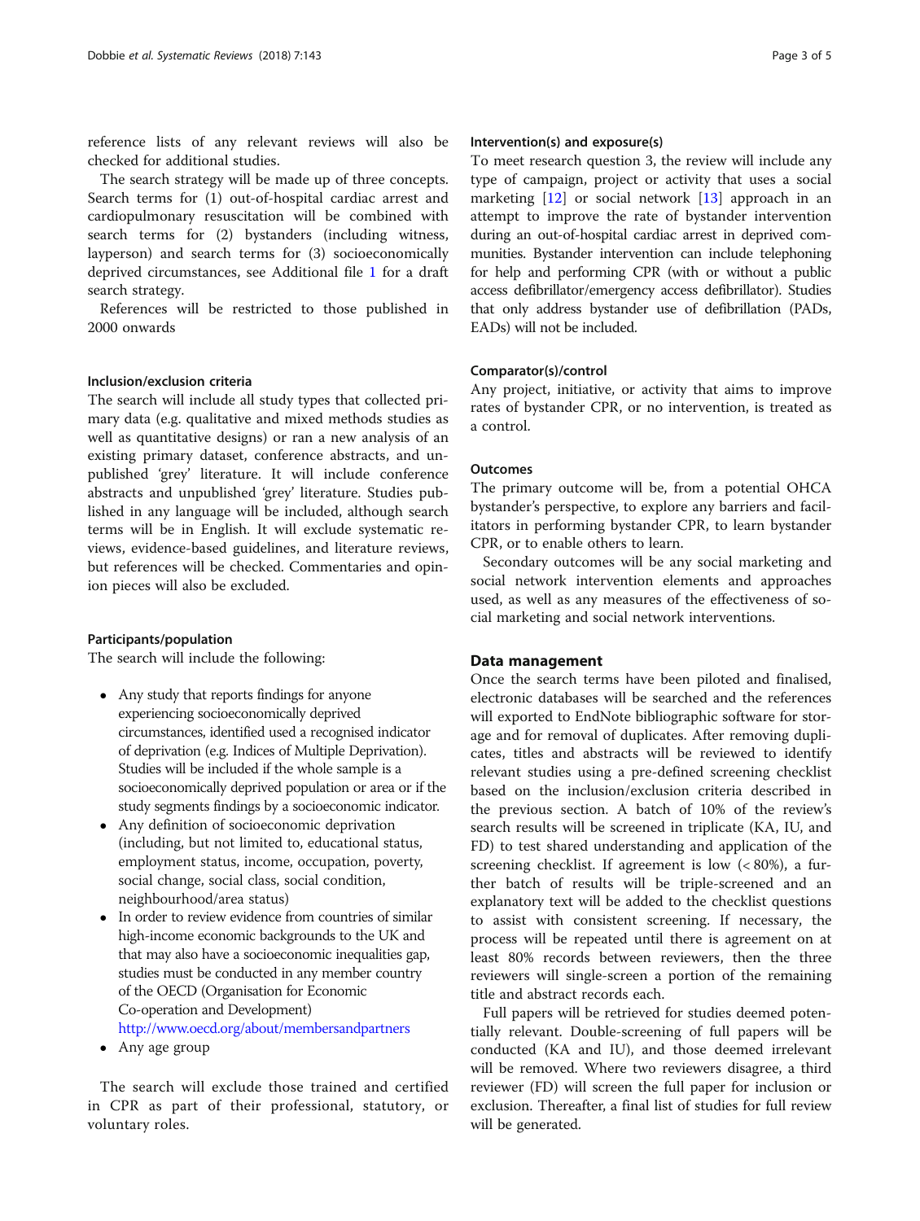reference lists of any relevant reviews will also be checked for additional studies.

The search strategy will be made up of three concepts. Search terms for (1) out-of-hospital cardiac arrest and cardiopulmonary resuscitation will be combined with search terms for (2) bystanders (including witness, layperson) and search terms for (3) socioeconomically deprived circumstances, see Additional file 1 for a draft search strategy.

References will be restricted to those published in 2000 onwards

### Inclusion/exclusion criteria

The search will include all study types that collected primary data (e.g. qualitative and mixed methods studies as well as quantitative designs) or ran a new analysis of an existing primary dataset, conference abstracts, and unpublished 'grey' literature. It will include conference abstracts and unpublished 'grey' literature. Studies published in any language will be included, although search terms will be in English. It will exclude systematic reviews, evidence-based guidelines, and literature reviews, but references will be checked. Commentaries and opinion pieces will also be excluded.

### Participants/population

The search will include the following:

- Any study that reports findings for anyone experiencing socioeconomically deprived circumstances, identified used a recognised indicator of deprivation (e.g. Indices of Multiple Deprivation). Studies will be included if the whole sample is a socioeconomically deprived population or area or if the study segments findings by a socioeconomic indicator.
- Any definition of socioeconomic deprivation (including, but not limited to, educational status, employment status, income, occupation, poverty, social change, social class, social condition, neighbourhood/area status)
- In order to review evidence from countries of similar high-income economic backgrounds to the UK and that may also have a socioeconomic inequalities gap, studies must be conducted in any member country of the OECD (Organisation for Economic Co-operation and Development) http://www.oecd.org/about/membersandpartners
- Any age group

The search will exclude those trained and certified in CPR as part of their professional, statutory, or voluntary roles.

### Intervention(s) and exposure(s)

To meet research question 3, the review will include any type of campaign, project or activity that uses a social marketing [12] or social network [13] approach in an attempt to improve the rate of bystander intervention during an out-of-hospital cardiac arrest in deprived communities. Bystander intervention can include telephoning for help and performing CPR (with or without a public access defibrillator/emergency access defibrillator). Studies that only address bystander use of defibrillation (PADs, EADs) will not be included.

### Comparator(s)/control

Any project, initiative, or activity that aims to improve rates of bystander CPR, or no intervention, is treated as a control.

### Outcomes

The primary outcome will be, from a potential OHCA bystander's perspective, to explore any barriers and facilitators in performing bystander CPR, to learn bystander CPR, or to enable others to learn.

Secondary outcomes will be any social marketing and social network intervention elements and approaches used, as well as any measures of the effectiveness of social marketing and social network interventions.

## Data management

Once the search terms have been piloted and finalised, electronic databases will be searched and the references will exported to EndNote bibliographic software for storage and for removal of duplicates. After removing duplicates, titles and abstracts will be reviewed to identify relevant studies using a pre-defined screening checklist based on the inclusion/exclusion criteria described in the previous section. A batch of 10% of the review's search results will be screened in triplicate (KA, IU, and FD) to test shared understanding and application of the screening checklist. If agreement is low (< 80%), a further batch of results will be triple-screened and an explanatory text will be added to the checklist questions to assist with consistent screening. If necessary, the process will be repeated until there is agreement on at least 80% records between reviewers, then the three reviewers will single-screen a portion of the remaining title and abstract records each.

Full papers will be retrieved for studies deemed potentially relevant. Double-screening of full papers will be conducted (KA and IU), and those deemed irrelevant will be removed. Where two reviewers disagree, a third reviewer (FD) will screen the full paper for inclusion or exclusion. Thereafter, a final list of studies for full review will be generated.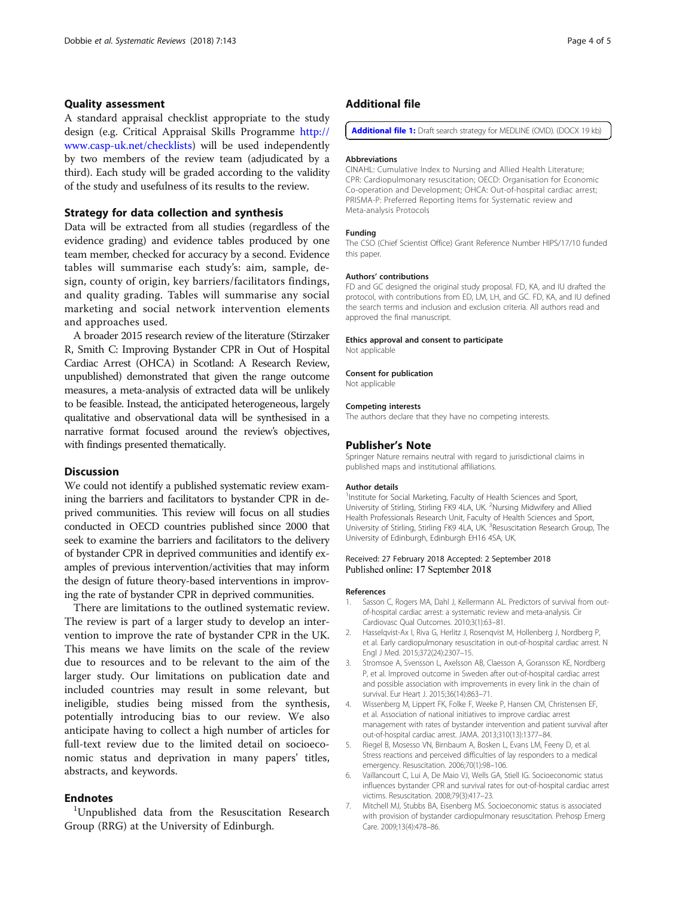## Quality assessment

A standard appraisal checklist appropriate to the study design (e.g. Critical Appraisal Skills Programme http://www.casp-uk.net/checklists) will be used independently by two members of the review team (adjudicated by a third). Each study will be graded according to the validity of the study and usefulness of its results to the review.

## Strategy for data collection and synthesis

Data will be extracted from all studies (regardless of the evidence grading) and evidence tables produced by one team member, checked for accuracy by a second. Evidence tables will summarise each study's: aim, sample, design, county of origin, key barriers/facilitators findings, and quality grading. Tables will summarise any social marketing and social network intervention elements and approaches used.

A broader 2015 research review of the literature (Stirzaker R, Smith C: Improving Bystander CPR in Out of Hospital Cardiac Arrest (OHCA) in Scotland: A Research Review, unpublished) demonstrated that given the range outcome measures, a meta-analysis of extracted data will be unlikely to be feasible. Instead, the anticipated heterogeneous, largely qualitative and observational data will be synthesised in a narrative format focused around the review's objectives, with findings presented thematically.

## Discussion

We could not identify a published systematic review examining the barriers and facilitators to bystander CPR in deprived communities. This review will focus on all studies conducted in OECD countries published since 2000 that seek to examine the barriers and facilitators to the delivery of bystander CPR in deprived communities and identify examples of previous intervention/activities that may inform the design of future theory-based interventions in improving the rate of bystander CPR in deprived communities.

There are limitations to the outlined systematic review. The review is part of a larger study to develop an intervention to improve the rate of bystander CPR in the UK. This means we have limits on the scale of the review due to resources and to be relevant to the aim of the larger study. Our limitations on publication date and included countries may result in some relevant, but ineligible, studies being missed from the synthesis, potentially introducing bias to our review. We also anticipate having to collect a high number of articles for full-text review due to the limited detail on socioeconomic status and deprivation in many papers' titles, abstracts, and keywords.

## Endnotes

[1]Unpublished data from the Resuscitation Research Group (RRG) at the University of Edinburgh.

## Additional file

**Additional file 1:** Draft search strategy for MEDLINE (OVID). (DOCX 19 kb)

#### Abbreviations

CINAHL: Cumulative Index to Nursing and Allied Health Literature; CPR: Cardiopulmonary resuscitation; OECD: Organisation for Economic Co-operation and Development; OHCA: Out-of-hospital cardiac arrest; PRISMA-P: Preferred Reporting Items for Systematic review and Meta-analysis Protocols

#### Funding

The CSO (Chief Scientist Office) Grant Reference Number HIPS/17/10 funded this paper.

#### Authors' contributions

FD and GC designed the original study proposal. FD, KA, and IU drafted the protocol, with contributions from ED, LM, LH, and GC. FD, KA, and IU defined the search terms and inclusion and exclusion criteria. All authors read and approved the final manuscript.

#### Ethics approval and consent to participate

Not applicable

#### Consent for publication

Not applicable

#### Competing interests

The authors declare that they have no competing interests.

## Publisher's Note

Springer Nature remains neutral with regard to jurisdictional claims in published maps and institutional affiliations.

#### Author details

[1]Institute for Social Marketing, Faculty of Health Sciences and Sport, University of Stirling, Stirling FK9 4LA, UK. [2]Nursing Midwifery and Allied Health Professionals Research Unit, Faculty of Health Sciences and Sport, University of Stirling, Stirling FK9 4LA, UK. [3]Resuscitation Research Group, The University of Edinburgh, Edinburgh EH16 4SA, UK.

Received: 27 February 2018 Accepted: 2 September 2018
Published online: 17 September 2018

#### References

1. Sasson C, Rogers MA, Dahl J, Kellermann AL. Predictors of survival from out-of-hospital cardiac arrest: a systematic review and meta-analysis. Cir Cardiovasc Qual Outcomes. 2010;3(1):63–81.
2. Hasselqvist-Ax I, Riva G, Herlitz J, Rosenqvist M, Hollenberg J, Nordberg P, et al. Early cardiopulmonary resuscitation in out-of-hospital cardiac arrest. N Engl J Med. 2015;372(24):2307–15.
3. Stromsoe A, Svensson L, Axelsson AB, Claesson A, Goransson KE, Nordberg P, et al. Improved outcome in Sweden after out-of-hospital cardiac arrest and possible association with improvements in every link in the chain of survival. Eur Heart J. 2015;36(14):863–71.
4. Wissenberg M, Lippert FK, Folke F, Weeke P, Hansen CM, Christensen EF, et al. Association of national initiatives to improve cardiac arrest management with rates of bystander intervention and patient survival after out-of-hospital cardiac arrest. JAMA. 2013;310(13):1377–84.
5. Riegel B, Mosesso VN, Birnbaum A, Bosken L, Evans LM, Feeny D, et al. Stress reactions and perceived difficulties of lay responders to a medical emergency. Resuscitation. 2006;70(1):98–106.
6. Vaillancourt C, Lui A, De Maio VJ, Wells GA, Stiell IG. Socioeconomic status influences bystander CPR and survival rates for out-of-hospital cardiac arrest victims. Resuscitation. 2008;79(3):417–23.
7. Mitchell MJ, Stubbs BA, Eisenberg MS. Socioeconomic status is associated with provision of bystander cardiopulmonary resuscitation. Prehosp Emerg Care. 2009;13(4):478–86.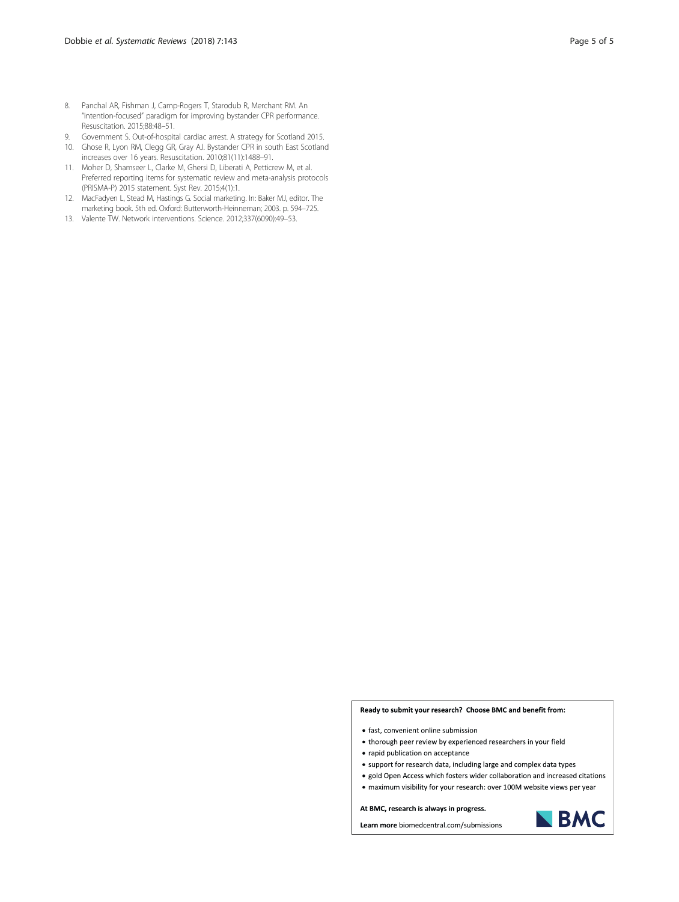8. Panchal AR, Fishman J, Camp-Rogers T, Starodub R, Merchant RM. An "intention-focused" paradigm for improving bystander CPR performance. Resuscitation. 2015;88:48–51.
9. Government S. Out-of-hospital cardiac arrest. A strategy for Scotland 2015.
10. Ghose R, Lyon RM, Clegg GR, Gray AJ. Bystander CPR in south East Scotland increases over 16 years. Resuscitation. 2010;81(11):1488–91.
11. Moher D, Shamseer L, Clarke M, Ghersi D, Liberati A, Petticrew M, et al. Preferred reporting items for systematic review and meta-analysis protocols (PRISMA-P) 2015 statement. Syst Rev. 2015;4(1):1.
12. MacFadyen L, Stead M, Hastings G. Social marketing. In: Baker MJ, editor. The marketing book. 5th ed. Oxford: Butterworth-Heinneman; 2003. p. 594–725.
13. Valente TW. Network interventions. Science. 2012;337(6090):49–53.

**Ready to submit your research? Choose BMC and benefit from:**

- fast, convenient online submission
- thorough peer review by experienced researchers in your field
- rapid publication on acceptance
- support for research data, including large and complex data types
- gold Open Access which fosters wider collaboration and increased citations
- maximum visibility for your research: over 100M website views per year

**At BMC, research is always in progress.**

**Learn more** biomedcentral.com/submissions

BMC